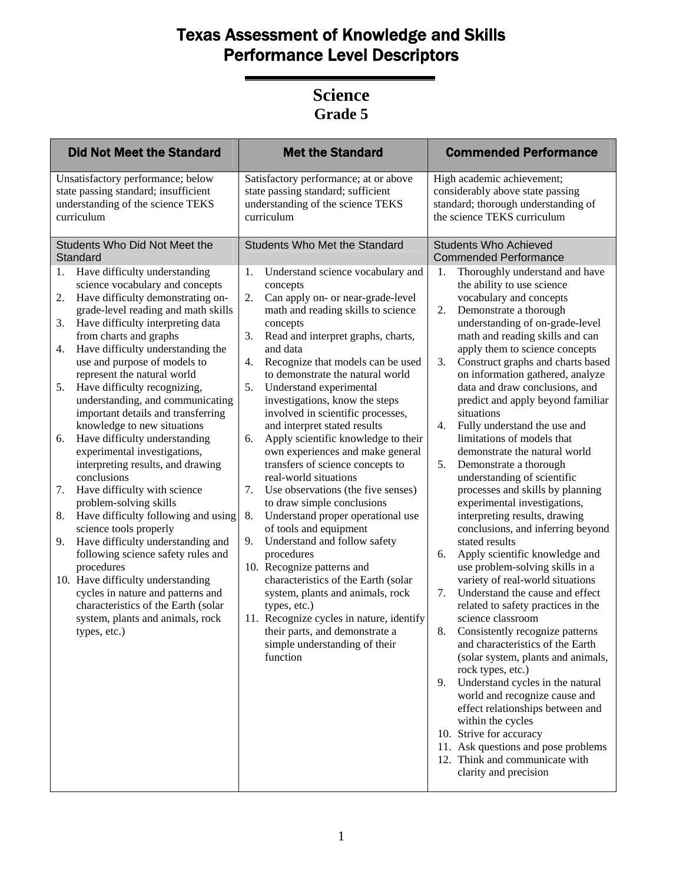# Texas Assessment of Knowledge and Skills
# Performance Level Descriptors

## Science
### Grade 5

| Did Not Meet the Standard | Met the Standard | Commended Performance |
|---|---|---|
| Unsatisfactory performance; below state passing standard; insufficient understanding of the science TEKS curriculum | Satisfactory performance; at or above state passing standard; sufficient understanding of the science TEKS curriculum | High academic achievement; considerably above state passing standard; thorough understanding of the science TEKS curriculum |
| **Students Who Did Not Meet the Standard** | **Students Who Met the Standard** | **Students Who Achieved Commended Performance** |
| 1. Have difficulty understanding science vocabulary and concepts<br>2. Have difficulty demonstrating on-grade-level reading and math skills<br>3. Have difficulty interpreting data from charts and graphs<br>4. Have difficulty understanding the use and purpose of models to represent the natural world<br>5. Have difficulty recognizing, understanding, and communicating important details and transferring knowledge to new situations<br>6. Have difficulty understanding experimental investigations, interpreting results, and drawing conclusions<br>7. Have difficulty with science problem-solving skills<br>8. Have difficulty following and using science tools properly<br>9. Have difficulty understanding and following science safety rules and procedures<br>10. Have difficulty understanding cycles in nature and patterns and characteristics of the Earth (solar system, plants and animals, rock types, etc.) | 1. Understand science vocabulary and concepts<br>2. Can apply on- or near-grade-level math and reading skills to science concepts<br>3. Read and interpret graphs, charts, and data<br>4. Recognize that models can be used to demonstrate the natural world<br>5. Understand experimental investigations, know the steps involved in scientific processes, and interpret stated results<br>6. Apply scientific knowledge to their own experiences and make general transfers of science concepts to real-world situations<br>7. Use observations (the five senses) to draw simple conclusions<br>8. Understand proper operational use of tools and equipment<br>9. Understand and follow safety procedures<br>10. Recognize patterns and characteristics of the Earth (solar system, plants and animals, rock types, etc.)<br>11. Recognize cycles in nature, identify their parts, and demonstrate a simple understanding of their function | 1. Thoroughly understand and have the ability to use science vocabulary and concepts<br>2. Demonstrate a thorough understanding of on-grade-level math and reading skills and can apply them to science concepts<br>3. Construct graphs and charts based on information gathered, analyze data and draw conclusions, and predict and apply beyond familiar situations<br>4. Fully understand the use and limitations of models that demonstrate the natural world<br>5. Demonstrate a thorough understanding of scientific processes and skills by planning experimental investigations, interpreting results, drawing conclusions, and inferring beyond stated results<br>6. Apply scientific knowledge and use problem-solving skills in a variety of real-world situations<br>7. Understand the cause and effect related to safety practices in the science classroom<br>8. Consistently recognize patterns and characteristics of the Earth (solar system, plants and animals, rock types, etc.)<br>9. Understand cycles in the natural world and recognize cause and effect relationships between and within the cycles<br>10. Strive for accuracy<br>11. Ask questions and pose problems<br>12. Think and communicate with clarity and precision |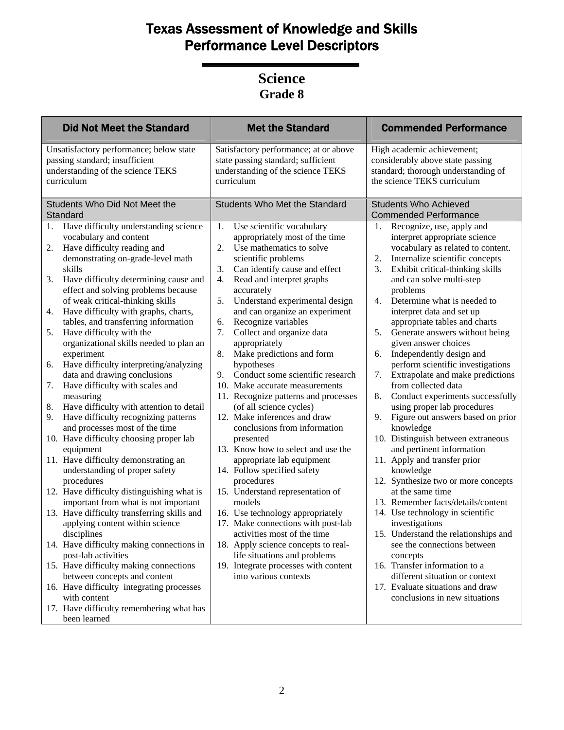# Texas Assessment of Knowledge and Skills
# Performance Level Descriptors

## Science
### Grade 8

| Did Not Meet the Standard | Met the Standard | Commended Performance |
|---|---|---|
| Unsatisfactory performance; below state passing standard; insufficient understanding of the science TEKS curriculum | Satisfactory performance; at or above state passing standard; sufficient understanding of the science TEKS curriculum | High academic achievement; considerably above state passing standard; thorough understanding of the science TEKS curriculum |
| **Students Who Did Not Meet the Standard** | **Students Who Met the Standard** | **Students Who Achieved Commended Performance** |
| 1. Have difficulty understanding science vocabulary and content<br>2. Have difficulty reading and demonstrating on-grade-level math skills<br>3. Have difficulty determining cause and effect and solving problems because of weak critical-thinking skills<br>4. Have difficulty with graphs, charts, tables, and transferring information<br>5. Have difficulty with the organizational skills needed to plan an experiment<br>6. Have difficulty interpreting/analyzing data and drawing conclusions<br>7. Have difficulty with scales and measuring<br>8. Have difficulty with attention to detail<br>9. Have difficulty recognizing patterns and processes most of the time<br>10. Have difficulty choosing proper lab equipment<br>11. Have difficulty demonstrating an understanding of proper safety procedures<br>12. Have difficulty distinguishing what is important from what is not important<br>13. Have difficulty transferring skills and applying content within science disciplines<br>14. Have difficulty making connections in post-lab activities<br>15. Have difficulty making connections between concepts and content<br>16. Have difficulty integrating processes with content<br>17. Have difficulty remembering what has been learned | 1. Use scientific vocabulary appropriately most of the time<br>2. Use mathematics to solve scientific problems<br>3. Can identify cause and effect<br>4. Read and interpret graphs accurately<br>5. Understand experimental design and can organize an experiment<br>6. Recognize variables<br>7. Collect and organize data appropriately<br>8. Make predictions and form hypotheses<br>9. Conduct some scientific research<br>10. Make accurate measurements<br>11. Recognize patterns and processes (of all science cycles)<br>12. Make inferences and draw conclusions from information presented<br>13. Know how to select and use the appropriate lab equipment<br>14. Follow specified safety procedures<br>15. Understand representation of models<br>16. Use technology appropriately<br>17. Make connections with post-lab activities most of the time<br>18. Apply science concepts to real-life situations and problems<br>19. Integrate processes with content into various contexts | 1. Recognize, use, apply and interpret appropriate science vocabulary as related to content.<br>2. Internalize scientific concepts<br>3. Exhibit critical-thinking skills and can solve multi-step problems<br>4. Determine what is needed to interpret data and set up appropriate tables and charts<br>5. Generate answers without being given answer choices<br>6. Independently design and perform scientific investigations<br>7. Extrapolate and make predictions from collected data<br>8. Conduct experiments successfully using proper lab procedures<br>9. Figure out answers based on prior knowledge<br>10. Distinguish between extraneous and pertinent information<br>11. Apply and transfer prior knowledge<br>12. Synthesize two or more concepts at the same time<br>13. Remember facts/details/content<br>14. Use technology in scientific investigations<br>15. Understand the relationships and see the connections between concepts<br>16. Transfer information to a different situation or context<br>17. Evaluate situations and draw conclusions in new situations |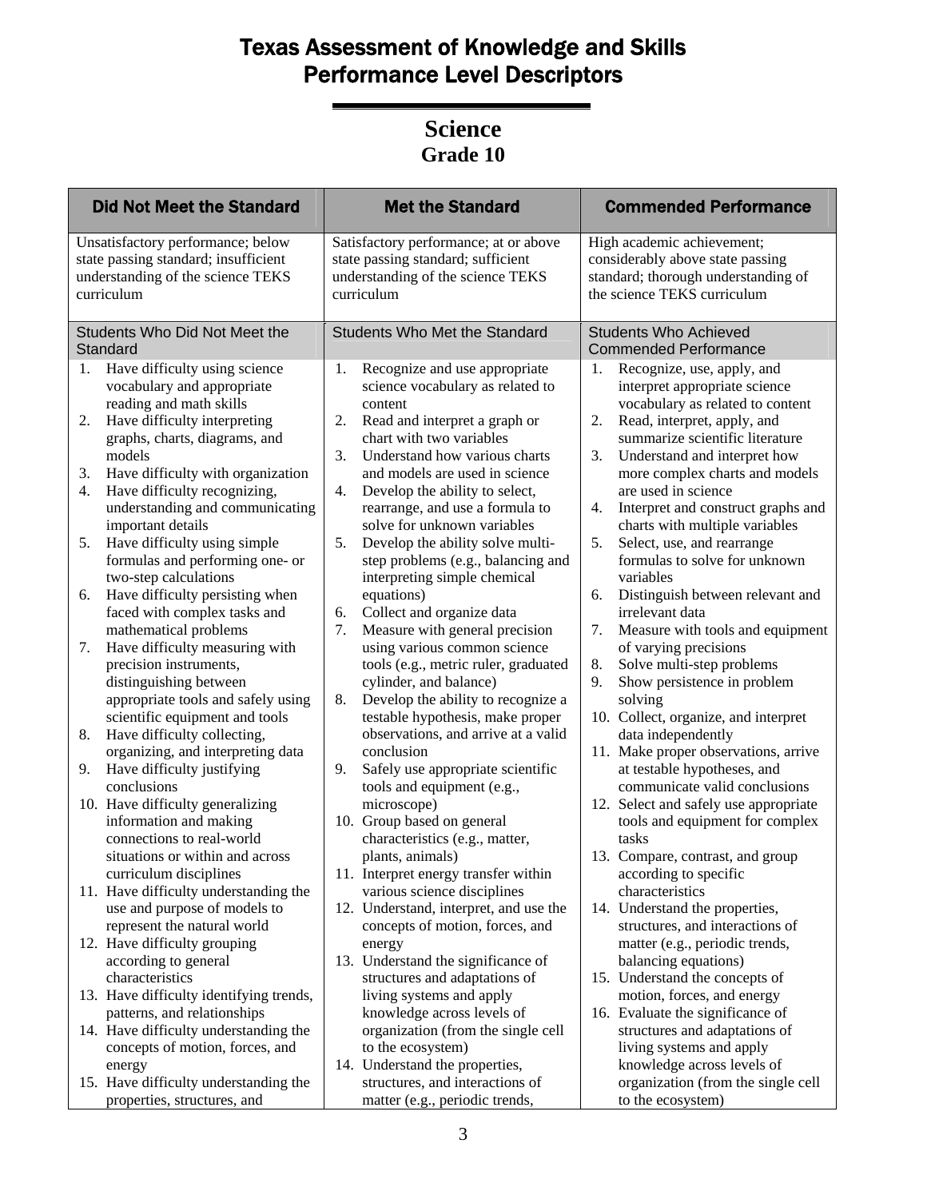# Texas Assessment of Knowledge and Skills
# Performance Level Descriptors

## Science
### Grade 10

| Did Not Meet the Standard | Met the Standard | Commended Performance |
|---|---|---|
| Unsatisfactory performance; below state passing standard; insufficient understanding of the science TEKS curriculum | Satisfactory performance; at or above state passing standard; sufficient understanding of the science TEKS curriculum | High academic achievement; considerably above state passing standard; thorough understanding of the science TEKS curriculum |
| Students Who Did Not Meet the Standard | Students Who Met the Standard | Students Who Achieved Commended Performance |
| 1. Have difficulty using science vocabulary and appropriate reading and math skills<br>2. Have difficulty interpreting graphs, charts, diagrams, and models<br>3. Have difficulty with organization<br>4. Have difficulty recognizing, understanding and communicating important details<br>5. Have difficulty using simple formulas and performing one- or two-step calculations<br>6. Have difficulty persisting when faced with complex tasks and mathematical problems<br>7. Have difficulty measuring with precision instruments, distinguishing between appropriate tools and safely using scientific equipment and tools<br>8. Have difficulty collecting, organizing, and interpreting data<br>9. Have difficulty justifying conclusions<br>10. Have difficulty generalizing information and making connections to real-world situations or within and across curriculum disciplines<br>11. Have difficulty understanding the use and purpose of models to represent the natural world<br>12. Have difficulty grouping according to general characteristics<br>13. Have difficulty identifying trends, patterns, and relationships<br>14. Have difficulty understanding the concepts of motion, forces, and energy<br>15. Have difficulty understanding the properties, structures, and | 1. Recognize and use appropriate science vocabulary as related to content<br>2. Read and interpret a graph or chart with two variables<br>3. Understand how various charts and models are used in science<br>4. Develop the ability to select, rearrange, and use a formula to solve for unknown variables<br>5. Develop the ability solve multi-step problems (e.g., balancing and interpreting simple chemical equations)<br>6. Collect and organize data<br>7. Measure with general precision using various common science tools (e.g., metric ruler, graduated cylinder, and balance)<br>8. Develop the ability to recognize a testable hypothesis, make proper observations, and arrive at a valid conclusion<br>9. Safely use appropriate scientific tools and equipment (e.g., microscope)<br>10. Group based on general characteristics (e.g., matter, plants, animals)<br>11. Interpret energy transfer within various science disciplines<br>12. Understand, interpret, and use the concepts of motion, forces, and energy<br>13. Understand the significance of structures and adaptations of living systems and apply knowledge across levels of organization (from the single cell to the ecosystem)<br>14. Understand the properties, structures, and interactions of matter (e.g., periodic trends, | 1. Recognize, use, apply, and interpret appropriate science vocabulary as related to content<br>2. Read, interpret, apply, and summarize scientific literature<br>3. Understand and interpret how more complex charts and models are used in science<br>4. Interpret and construct graphs and charts with multiple variables<br>5. Select, use, and rearrange formulas to solve for unknown variables<br>6. Distinguish between relevant and irrelevant data<br>7. Measure with tools and equipment of varying precisions<br>8. Solve multi-step problems<br>9. Show persistence in problem solving<br>10. Collect, organize, and interpret data independently<br>11. Make proper observations, arrive at testable hypotheses, and communicate valid conclusions<br>12. Select and safely use appropriate tools and equipment for complex tasks<br>13. Compare, contrast, and group according to specific characteristics<br>14. Understand the properties, structures, and interactions of matter (e.g., periodic trends, balancing equations)<br>15. Understand the concepts of motion, forces, and energy<br>16. Evaluate the significance of structures and adaptations of living systems and apply knowledge across levels of organization (from the single cell to the ecosystem) |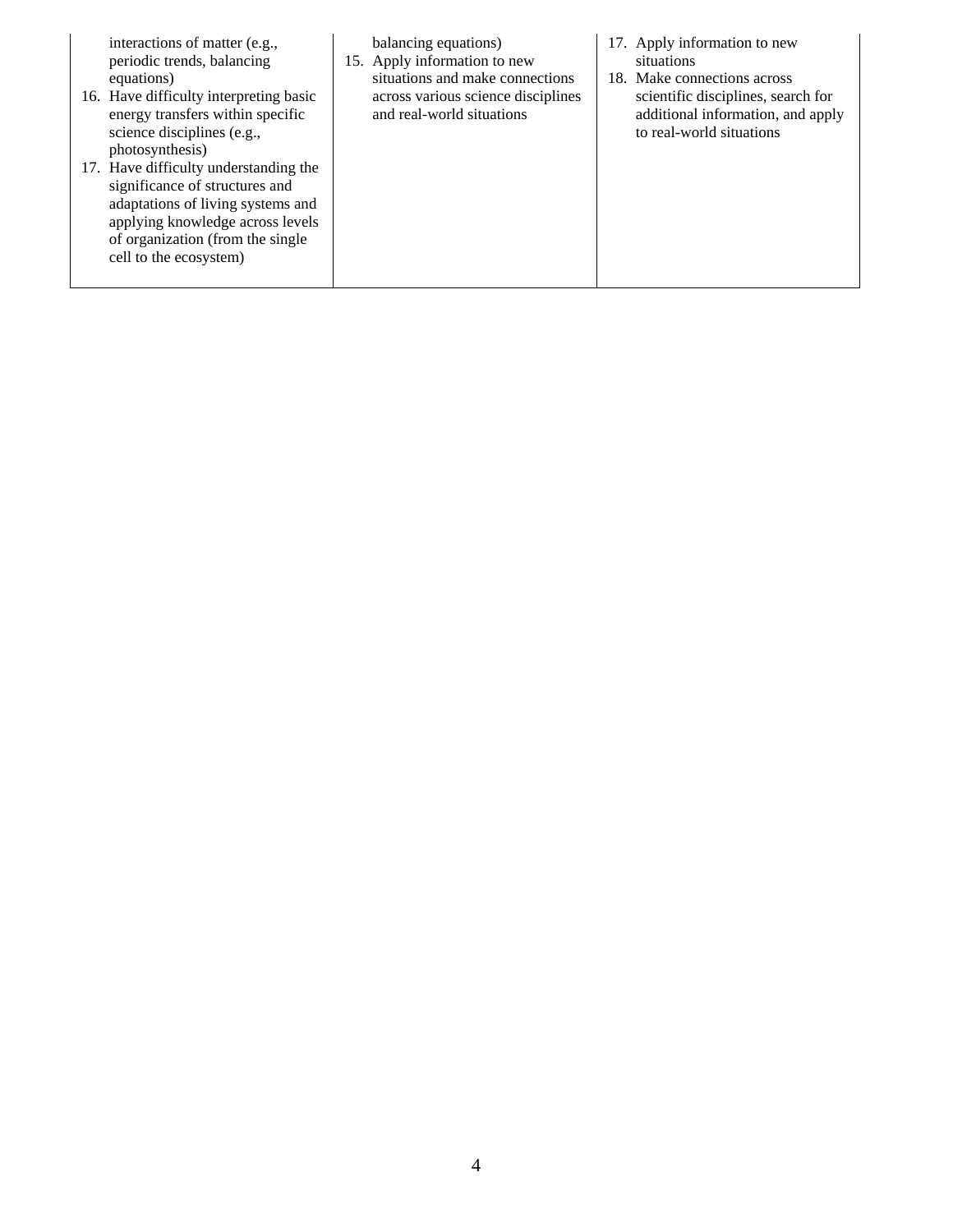| | | |
|---|---|---|
| interactions of matter (e.g., periodic trends, balancing equations)<br>16. Have difficulty interpreting basic energy transfers within specific science disciplines (e.g., photosynthesis)<br>17. Have difficulty understanding the significance of structures and adaptations of living systems and applying knowledge across levels of organization (from the single cell to the ecosystem) | balancing equations)<br>15. Apply information to new situations and make connections across various science disciplines and real-world situations | 17. Apply information to new situations<br>18. Make connections across scientific disciplines, search for additional information, and apply to real-world situations |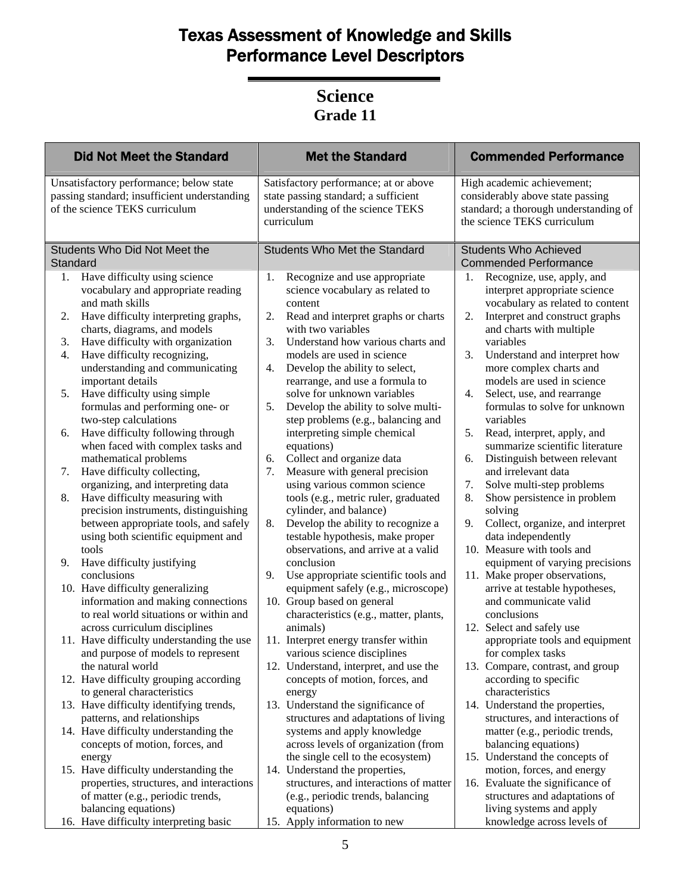# Texas Assessment of Knowledge and Skills Performance Level Descriptors

## Science
### Grade 11

| Did Not Meet the Standard | Met the Standard | Commended Performance |
|---|---|---|
| Unsatisfactory performance; below state passing standard; insufficient understanding of the science TEKS curriculum | Satisfactory performance; at or above state passing standard; a sufficient understanding of the science TEKS curriculum | High academic achievement; considerably above state passing standard; a thorough understanding of the science TEKS curriculum |
| Students Who Did Not Meet the Standard | Students Who Met the Standard | Students Who Achieved Commended Performance |
| 1. Have difficulty using science vocabulary and appropriate reading and math skills<br>2. Have difficulty interpreting graphs, charts, diagrams, and models<br>3. Have difficulty with organization<br>4. Have difficulty recognizing, understanding and communicating important details<br>5. Have difficulty using simple formulas and performing one- or two-step calculations<br>6. Have difficulty following through when faced with complex tasks and mathematical problems<br>7. Have difficulty collecting, organizing, and interpreting data<br>8. Have difficulty measuring with precision instruments, distinguishing between appropriate tools, and safely using both scientific equipment and tools<br>9. Have difficulty justifying conclusions<br>10. Have difficulty generalizing information and making connections to real world situations or within and across curriculum disciplines<br>11. Have difficulty understanding the use and purpose of models to represent the natural world<br>12. Have difficulty grouping according to general characteristics<br>13. Have difficulty identifying trends, patterns, and relationships<br>14. Have difficulty understanding the concepts of motion, forces, and energy<br>15. Have difficulty understanding the properties, structures, and interactions of matter (e.g., periodic trends, balancing equations)<br>16. Have difficulty interpreting basic | 1. Recognize and use appropriate science vocabulary as related to content<br>2. Read and interpret graphs or charts with two variables<br>3. Understand how various charts and models are used in science<br>4. Develop the ability to select, rearrange, and use a formula to solve for unknown variables<br>5. Develop the ability to solve multi-step problems (e.g., balancing and interpreting simple chemical equations)<br>6. Collect and organize data<br>7. Measure with general precision using various common science tools (e.g., metric ruler, graduated cylinder, and balance)<br>8. Develop the ability to recognize a testable hypothesis, make proper observations, and arrive at a valid conclusion<br>9. Use appropriate scientific tools and equipment safely (e.g., microscope)<br>10. Group based on general characteristics (e.g., matter, plants, animals)<br>11. Interpret energy transfer within various science disciplines<br>12. Understand, interpret, and use the concepts of motion, forces, and energy<br>13. Understand the significance of structures and adaptations of living systems and apply knowledge across levels of organization (from the single cell to the ecosystem)<br>14. Understand the properties, structures, and interactions of matter (e.g., periodic trends, balancing equations)<br>15. Apply information to new | 1. Recognize, use, apply, and interpret appropriate science vocabulary as related to content<br>2. Interpret and construct graphs and charts with multiple variables<br>3. Understand and interpret how more complex charts and models are used in science<br>4. Select, use, and rearrange formulas to solve for unknown variables<br>5. Read, interpret, apply, and summarize scientific literature<br>6. Distinguish between relevant and irrelevant data<br>7. Solve multi-step problems<br>8. Show persistence in problem solving<br>9. Collect, organize, and interpret data independently<br>10. Measure with tools and equipment of varying precisions<br>11. Make proper observations, arrive at testable hypotheses, and communicate valid conclusions<br>12. Select and safely use appropriate tools and equipment for complex tasks<br>13. Compare, contrast, and group according to specific characteristics<br>14. Understand the properties, structures, and interactions of matter (e.g., periodic trends, balancing equations)<br>15. Understand the concepts of motion, forces, and energy<br>16. Evaluate the significance of structures and adaptations of living systems and apply knowledge across levels of |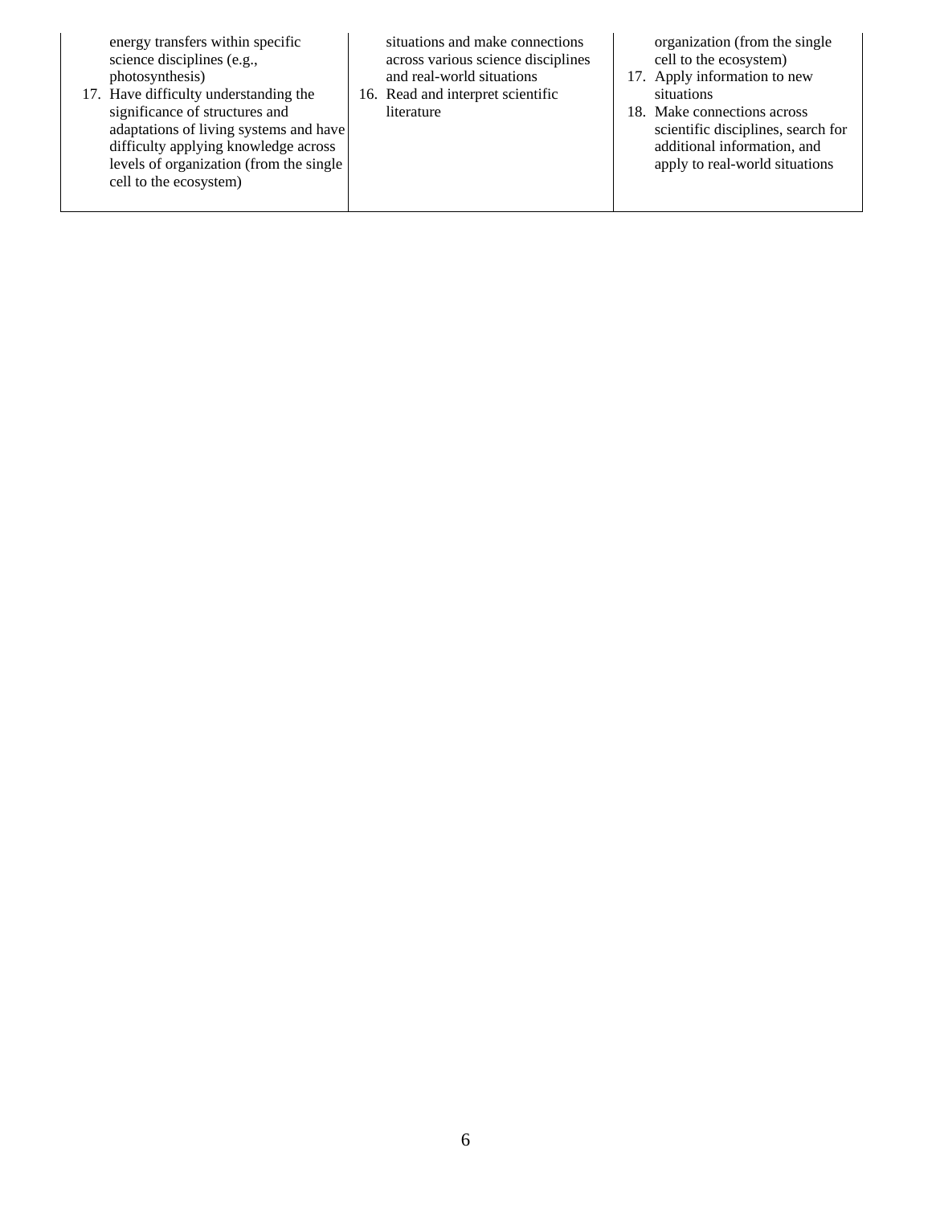| | | |
|---|---|---|
| energy transfers within specific science disciplines (e.g., photosynthesis)<br>17. Have difficulty understanding the significance of structures and adaptations of living systems and have difficulty applying knowledge across levels of organization (from the single cell to the ecosystem) | situations and make connections across various science disciplines and real-world situations<br>16. Read and interpret scientific literature | organization (from the single cell to the ecosystem)<br>17. Apply information to new situations<br>18. Make connections across scientific disciplines, search for additional information, and apply to real-world situations |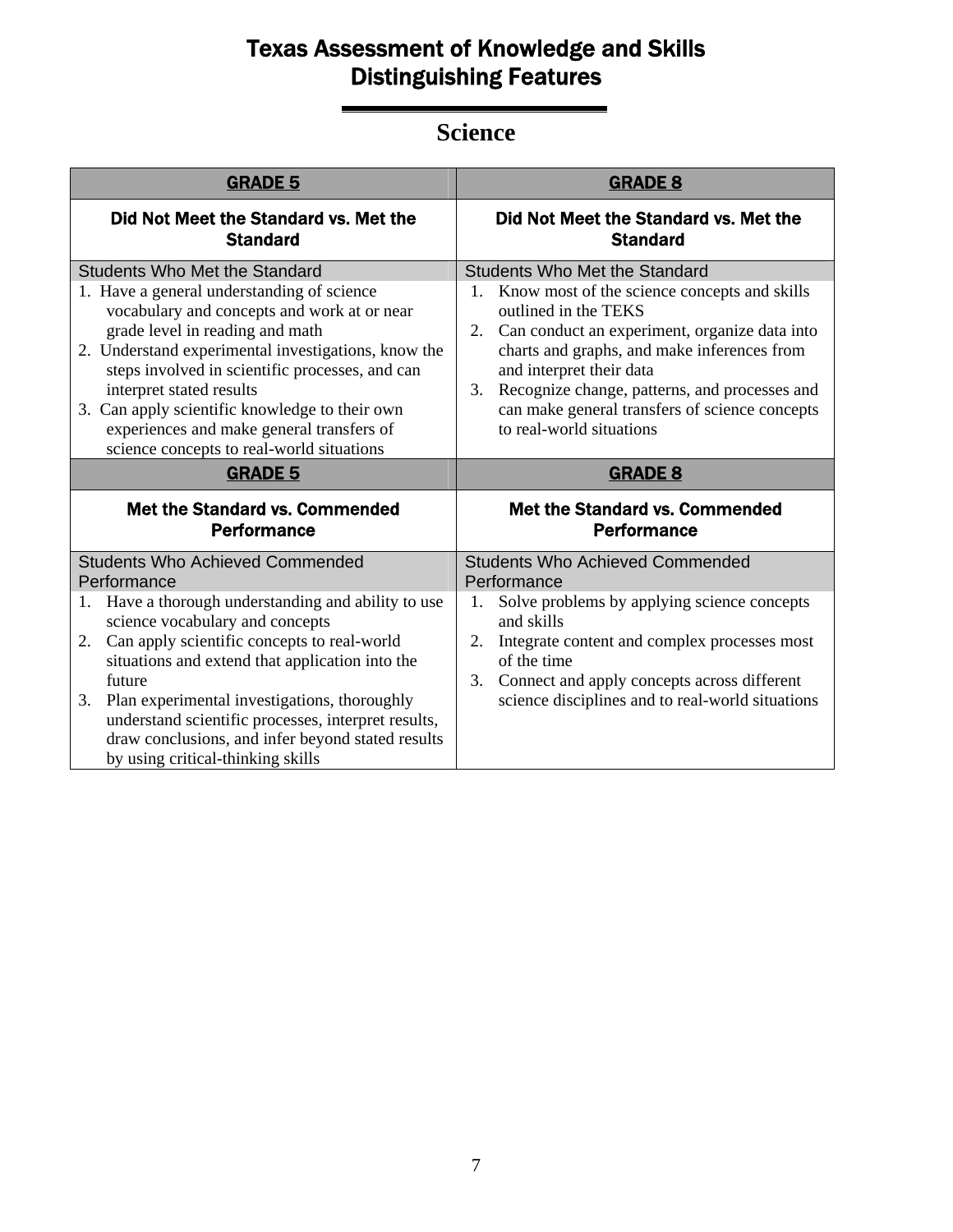# Texas Assessment of Knowledge and Skills
# Distinguishing Features

## Science

| GRADE 5 | GRADE 8 |
| --- | --- |
| **Did Not Meet the Standard vs. Met the Standard** | **Did Not Meet the Standard vs. Met the Standard** |
| Students Who Met the Standard | Students Who Met the Standard |
| 1. Have a general understanding of science vocabulary and concepts and work at or near grade level in reading and math<br>2. Understand experimental investigations, know the steps involved in scientific processes, and can interpret stated results<br>3. Can apply scientific knowledge to their own experiences and make general transfers of science concepts to real-world situations | 1. Know most of the science concepts and skills outlined in the TEKS<br>2. Can conduct an experiment, organize data into charts and graphs, and make inferences from and interpret their data<br>3. Recognize change, patterns, and processes and can make general transfers of science concepts to real-world situations |
| **GRADE 5** | **GRADE 8** |
| **Met the Standard vs. Commended Performance** | **Met the Standard vs. Commended Performance** |
| Students Who Achieved Commended Performance | Students Who Achieved Commended Performance |
| 1. Have a thorough understanding and ability to use science vocabulary and concepts<br>2. Can apply scientific concepts to real-world situations and extend that application into the future<br>3. Plan experimental investigations, thoroughly understand scientific processes, interpret results, draw conclusions, and infer beyond stated results by using critical-thinking skills | 1. Solve problems by applying science concepts and skills<br>2. Integrate content and complex processes most of the time<br>3. Connect and apply concepts across different science disciplines and to real-world situations |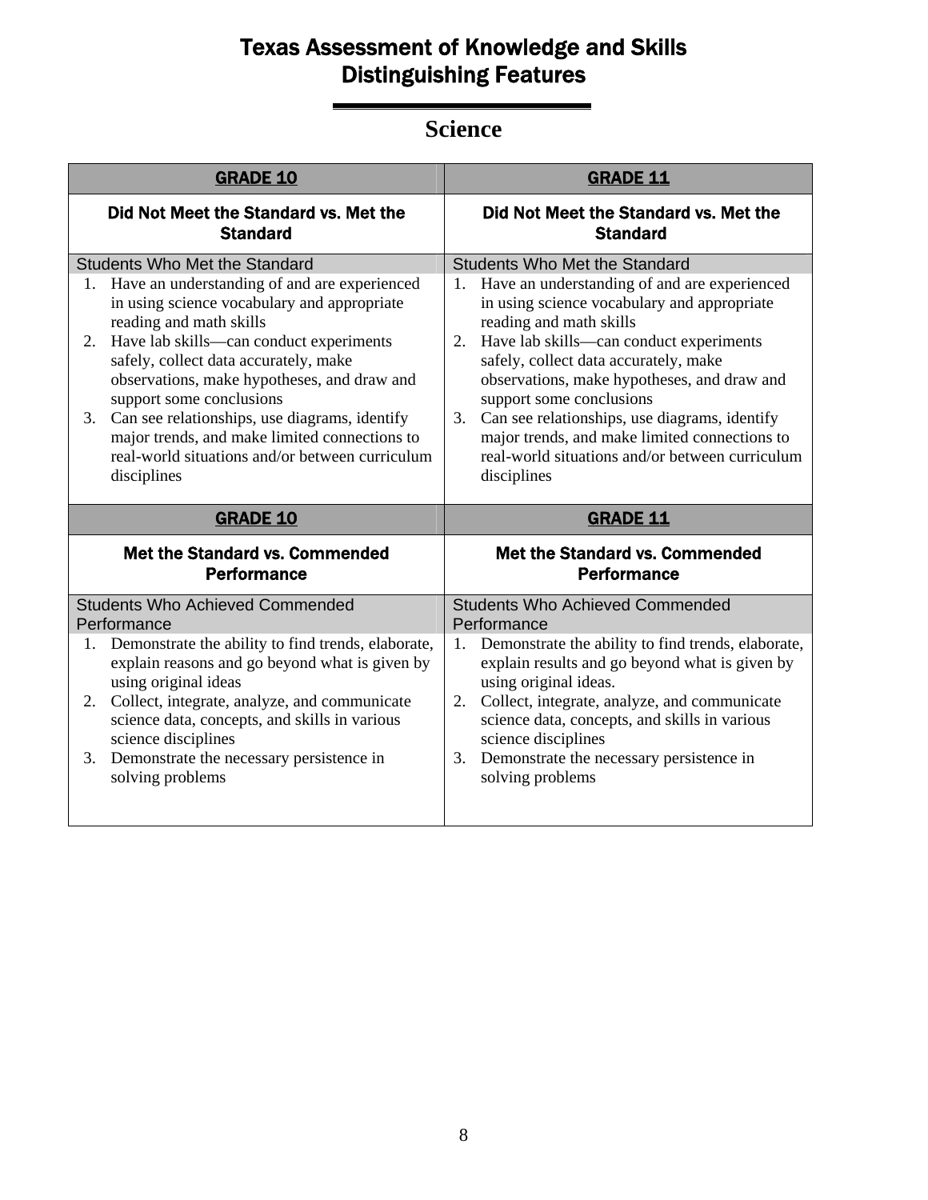# Texas Assessment of Knowledge and Skills Distinguishing Features

## Science

| GRADE 10 | GRADE 11 |
|---|---|
| **Did Not Meet the Standard vs. Met the Standard** | **Did Not Meet the Standard vs. Met the Standard** |
| Students Who Met the Standard | Students Who Met the Standard |
| 1. Have an understanding of and are experienced in using science vocabulary and appropriate reading and math skills<br>2. Have lab skills—can conduct experiments safely, collect data accurately, make observations, make hypotheses, and draw and support some conclusions<br>3. Can see relationships, use diagrams, identify major trends, and make limited connections to real-world situations and/or between curriculum disciplines | 1. Have an understanding of and are experienced in using science vocabulary and appropriate reading and math skills<br>2. Have lab skills—can conduct experiments safely, collect data accurately, make observations, make hypotheses, and draw and support some conclusions<br>3. Can see relationships, use diagrams, identify major trends, and make limited connections to real-world situations and/or between curriculum disciplines |

| GRADE 10 | GRADE 11 |
|---|---|
| **Met the Standard vs. Commended Performance** | **Met the Standard vs. Commended Performance** |
| Students Who Achieved Commended Performance | Students Who Achieved Commended Performance |
| 1. Demonstrate the ability to find trends, elaborate, explain reasons and go beyond what is given by using original ideas<br>2. Collect, integrate, analyze, and communicate science data, concepts, and skills in various science disciplines<br>3. Demonstrate the necessary persistence in solving problems | 1. Demonstrate the ability to find trends, elaborate, explain results and go beyond what is given by using original ideas.<br>2. Collect, integrate, analyze, and communicate science data, concepts, and skills in various science disciplines<br>3. Demonstrate the necessary persistence in solving problems |